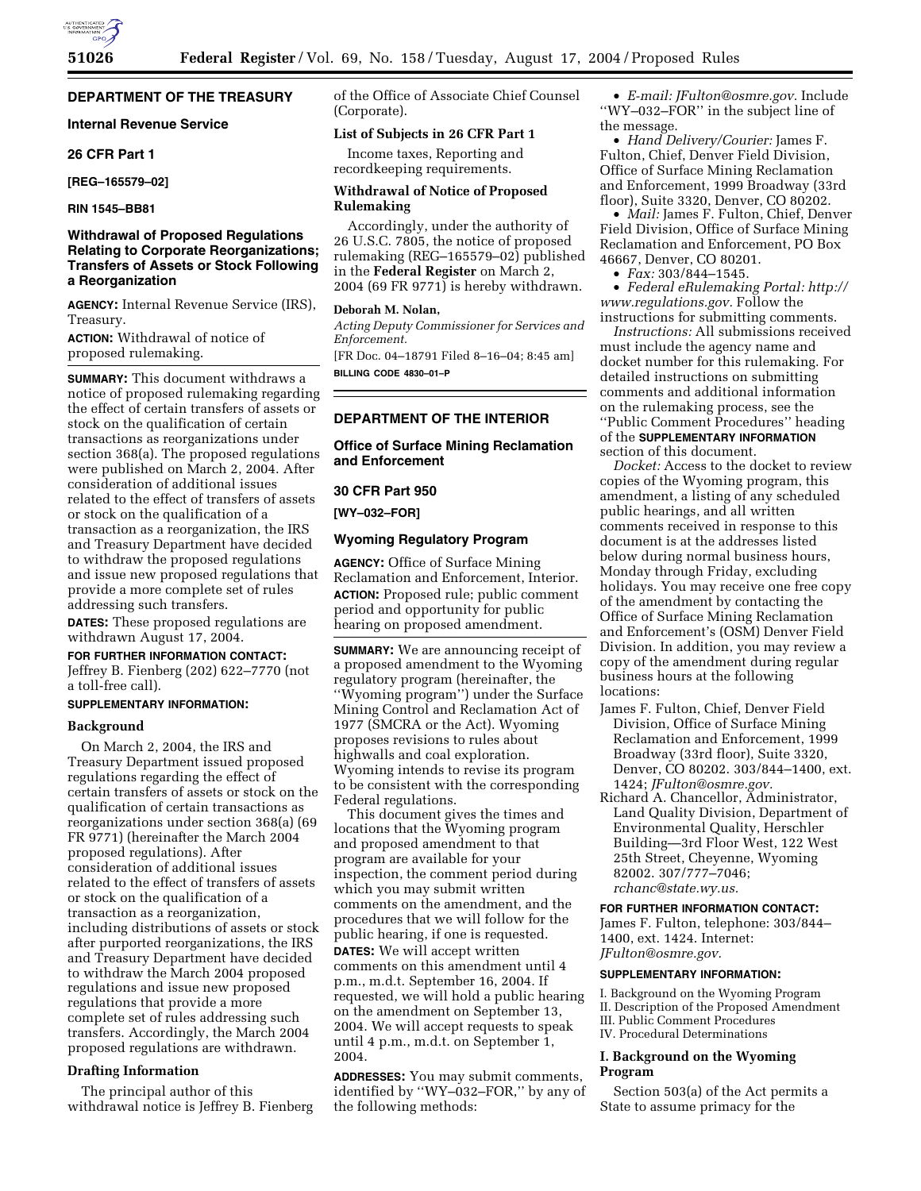## DEPARTMENT OF THE TREASURY

### Internal Revenue Service

### 26 CFR Part 1

**[REG–165579–02]**

**RIN 1545–BB81**

### Withdrawal of Proposed Regulations Relating to Corporate Reorganizations; Transfers of Assets or Stock Following a Reorganization

**AGENCY:** Internal Revenue Service (IRS), Treasury.

**ACTION:** Withdrawal of notice of proposed rulemaking.

**SUMMARY:** This document withdraws a notice of proposed rulemaking regarding the effect of certain transfers of assets or stock on the qualification of certain transactions as reorganizations under section 368(a). The proposed regulations were published on March 2, 2004. After consideration of additional issues related to the effect of transfers of assets or stock on the qualification of a transaction as a reorganization, the IRS and Treasury Department have decided to withdraw the proposed regulations and issue new proposed regulations that provide a more complete set of rules addressing such transfers.

**DATES:** These proposed regulations are withdrawn August 17, 2004.

**FOR FURTHER INFORMATION CONTACT:** Jeffrey B. Fienberg (202) 622–7770 (not a toll-free call).

**SUPPLEMENTARY INFORMATION:**

#### Background

On March 2, 2004, the IRS and Treasury Department issued proposed regulations regarding the effect of certain transfers of assets or stock on the qualification of certain transactions as reorganizations under section 368(a) (69 FR 9771) (hereinafter the March 2004 proposed regulations). After consideration of additional issues related to the effect of transfers of assets or stock on the qualification of a transaction as a reorganization, including distributions of assets or stock after purported reorganizations, the IRS and Treasury Department have decided to withdraw the March 2004 proposed regulations and issue new proposed regulations that provide a more complete set of rules addressing such transfers. Accordingly, the March 2004 proposed regulations are withdrawn.

#### Drafting Information

The principal author of this withdrawal notice is Jeffrey B. Fienberg of the Office of Associate Chief Counsel (Corporate).

#### List of Subjects in 26 CFR Part 1

Income taxes, Reporting and recordkeeping requirements.

#### Withdrawal of Notice of Proposed Rulemaking

Accordingly, under the authority of 26 U.S.C. 7805, the notice of proposed rulemaking (REG–165579–02) published in the **Federal Register** on March 2, 2004 (69 FR 9771) is hereby withdrawn.

**Deborah M. Nolan,**

*Acting Deputy Commissioner for Services and Enforcement.*

[FR Doc. 04–18791 Filed 8–16–04; 8:45 am]

**BILLING CODE 4830–01–P**

---

## DEPARTMENT OF THE INTERIOR

### Office of Surface Mining Reclamation and Enforcement

### 30 CFR Part 950

**[WY–032–FOR]**

### Wyoming Regulatory Program

**AGENCY:** Office of Surface Mining Reclamation and Enforcement, Interior.

**ACTION:** Proposed rule; public comment period and opportunity for public hearing on proposed amendment.

**SUMMARY:** We are announcing receipt of a proposed amendment to the Wyoming regulatory program (hereinafter, the ''Wyoming program'') under the Surface Mining Control and Reclamation Act of 1977 (SMCRA or the Act). Wyoming proposes revisions to rules about highwalls and coal exploration. Wyoming intends to revise its program to be consistent with the corresponding Federal regulations.

This document gives the times and locations that the Wyoming program and proposed amendment to that program are available for your inspection, the comment period during which you may submit written comments on the amendment, and the procedures that we will follow for the public hearing, if one is requested.

**DATES:** We will accept written comments on this amendment until 4 p.m., m.d.t. September 16, 2004. If requested, we will hold a public hearing on the amendment on September 13, 2004. We will accept requests to speak until 4 p.m., m.d.t. on September 1, 2004.

**ADDRESSES:** You may submit comments, identified by ''WY–032–FOR,'' by any of the following methods:

- *E-mail: JFulton@osmre.gov.* Include ''WY–032–FOR'' in the subject line of the message.
- *Hand Delivery/Courier:* James F. Fulton, Chief, Denver Field Division, Office of Surface Mining Reclamation and Enforcement, 1999 Broadway (33rd floor), Suite 3320, Denver, CO 80202.
- *Mail:* James F. Fulton, Chief, Denver Field Division, Office of Surface Mining Reclamation and Enforcement, PO Box 46667, Denver, CO 80201.
- *Fax:* 303/844–1545.
- *Federal eRulemaking Portal: http://www.regulations.gov.* Follow the instructions for submitting comments.

*Instructions:* All submissions received must include the agency name and docket number for this rulemaking. For detailed instructions on submitting comments and additional information on the rulemaking process, see the ''Public Comment Procedures'' heading of the **SUPPLEMENTARY INFORMATION** section of this document.

*Docket:* Access to the docket to review copies of the Wyoming program, this amendment, a listing of any scheduled public hearings, and all written comments received in response to this document is at the addresses listed below during normal business hours, Monday through Friday, excluding holidays. You may receive one free copy of the amendment by contacting the Office of Surface Mining Reclamation and Enforcement's (OSM) Denver Field Division. In addition, you may review a copy of the amendment during regular business hours at the following locations:

James F. Fulton, Chief, Denver Field Division, Office of Surface Mining Reclamation and Enforcement, 1999 Broadway (33rd floor), Suite 3320, Denver, CO 80202. 303/844–1400, ext. 1424; *JFulton@osmre.gov.*

Richard A. Chancellor, Administrator, Land Quality Division, Department of Environmental Quality, Herschler Building—3rd Floor West, 122 West 25th Street, Cheyenne, Wyoming 82002. 307/777–7046; *rchanc@state.wy.us.*

**FOR FURTHER INFORMATION CONTACT:** James F. Fulton, telephone: 303/844–1400, ext. 1424. Internet: *JFulton@osmre.gov.*

**SUPPLEMENTARY INFORMATION:**

I. Background on the Wyoming Program
II. Description of the Proposed Amendment
III. Public Comment Procedures
IV. Procedural Determinations

#### I. Background on the Wyoming Program

Section 503(a) of the Act permits a State to assume primacy for the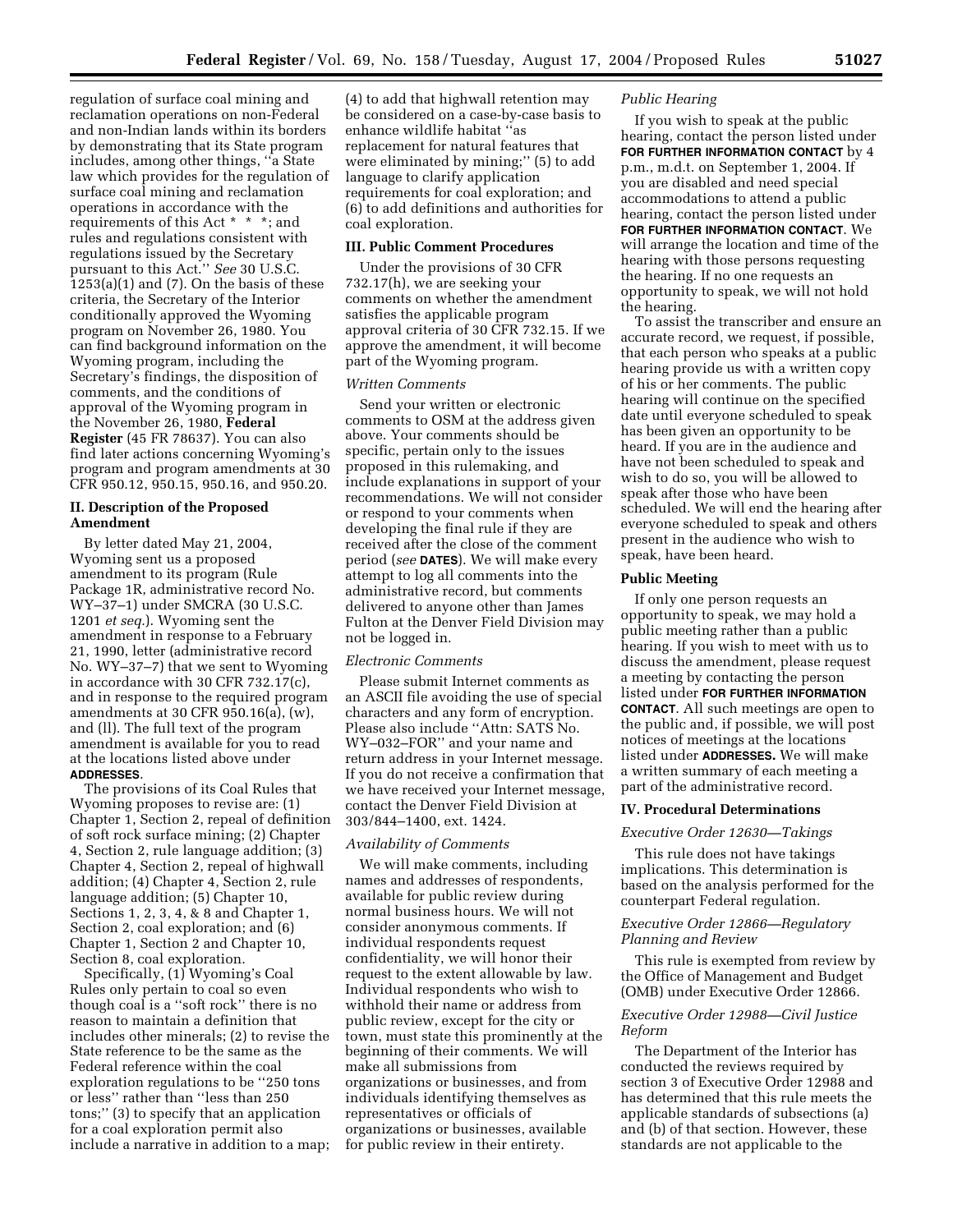regulation of surface coal mining and reclamation operations on non-Federal and non-Indian lands within its borders by demonstrating that its State program includes, among other things, "a State law which provides for the regulation of surface coal mining and reclamation operations in accordance with the requirements of this Act * * *; and rules and regulations consistent with regulations issued by the Secretary pursuant to this Act." *See* 30 U.S.C. 1253(a)(1) and (7). On the basis of these criteria, the Secretary of the Interior conditionally approved the Wyoming program on November 26, 1980. You can find background information on the Wyoming program, including the Secretary's findings, the disposition of comments, and the conditions of approval of the Wyoming program in the November 26, 1980, **Federal Register** (45 FR 78637). You can also find later actions concerning Wyoming's program and program amendments at 30 CFR 950.12, 950.15, 950.16, and 950.20.

## II. Description of the Proposed Amendment

By letter dated May 21, 2004, Wyoming sent us a proposed amendment to its program (Rule Package 1R, administrative record No. WY–37–1) under SMCRA (30 U.S.C. 1201 *et seq.*). Wyoming sent the amendment in response to a February 21, 1990, letter (administrative record No. WY–37–7) that we sent to Wyoming in accordance with 30 CFR 732.17(c), and in response to the required program amendments at 30 CFR 950.16(a), (w), and (ll). The full text of the program amendment is available for you to read at the locations listed above under **ADDRESSES**.

The provisions of its Coal Rules that Wyoming proposes to revise are: (1) Chapter 1, Section 2, repeal of definition of soft rock surface mining; (2) Chapter 4, Section 2, rule language addition; (3) Chapter 4, Section 2, repeal of highwall addition; (4) Chapter 4, Section 2, rule language addition; (5) Chapter 10, Sections 1, 2, 3, 4, & 8 and Chapter 1, Section 2, coal exploration; and (6) Chapter 1, Section 2 and Chapter 10, Section 8, coal exploration.

Specifically, (1) Wyoming's Coal Rules only pertain to coal so even though coal is a "soft rock" there is no reason to maintain a definition that includes other minerals; (2) to revise the State reference to be the same as the Federal reference within the coal exploration regulations to be "250 tons or less" rather than "less than 250 tons;" (3) to specify that an application for a coal exploration permit also include a narrative in addition to a map; (4) to add that highwall retention may be considered on a case-by-case basis to enhance wildlife habitat "as replacement for natural features that were eliminated by mining;" (5) to add language to clarify application requirements for coal exploration; and (6) to add definitions and authorities for coal exploration.

## III. Public Comment Procedures

Under the provisions of 30 CFR 732.17(h), we are seeking your comments on whether the amendment satisfies the applicable program approval criteria of 30 CFR 732.15. If we approve the amendment, it will become part of the Wyoming program.

### *Written Comments*

Send your written or electronic comments to OSM at the address given above. Your comments should be specific, pertain only to the issues proposed in this rulemaking, and include explanations in support of your recommendations. We will not consider or respond to your comments when developing the final rule if they are received after the close of the comment period (*see* **DATES**). We will make every attempt to log all comments into the administrative record, but comments delivered to anyone other than James Fulton at the Denver Field Division may not be logged in.

### *Electronic Comments*

Please submit Internet comments as an ASCII file avoiding the use of special characters and any form of encryption. Please also include "Attn: SATS No. WY–032–FOR" and your name and return address in your Internet message. If you do not receive a confirmation that we have received your Internet message, contact the Denver Field Division at 303/844–1400, ext. 1424.

### *Availability of Comments*

We will make comments, including names and addresses of respondents, available for public review during normal business hours. We will not consider anonymous comments. If individual respondents request confidentiality, we will honor their request to the extent allowable by law. Individual respondents who wish to withhold their name or address from public review, except for the city or town, must state this prominently at the beginning of their comments. We will make all submissions from organizations or businesses, and from individuals identifying themselves as representatives or officials of organizations or businesses, available for public review in their entirety.

### *Public Hearing*

If you wish to speak at the public hearing, contact the person listed under **FOR FURTHER INFORMATION CONTACT** by 4 p.m., m.d.t. on September 1, 2004. If you are disabled and need special accommodations to attend a public hearing, contact the person listed under **FOR FURTHER INFORMATION CONTACT**. We will arrange the location and time of the hearing with those persons requesting the hearing. If no one requests an opportunity to speak, we will not hold the hearing.

To assist the transcriber and ensure an accurate record, we request, if possible, that each person who speaks at a public hearing provide us with a written copy of his or her comments. The public hearing will continue on the specified date until everyone scheduled to speak has been given an opportunity to be heard. If you are in the audience and have not been scheduled to speak and wish to do so, you will be allowed to speak after those who have been scheduled. We will end the hearing after everyone scheduled to speak and others present in the audience who wish to speak, have been heard.

### Public Meeting

If only one person requests an opportunity to speak, we may hold a public meeting rather than a public hearing. If you wish to meet with us to discuss the amendment, please request a meeting by contacting the person listed under **FOR FURTHER INFORMATION CONTACT**. All such meetings are open to the public and, if possible, we will post notices of meetings at the locations listed under **ADDRESSES.** We will make a written summary of each meeting a part of the administrative record.

## IV. Procedural Determinations

### *Executive Order 12630—Takings*

This rule does not have takings implications. This determination is based on the analysis performed for the counterpart Federal regulation.

### *Executive Order 12866—Regulatory Planning and Review*

This rule is exempted from review by the Office of Management and Budget (OMB) under Executive Order 12866.

### *Executive Order 12988—Civil Justice Reform*

The Department of the Interior has conducted the reviews required by section 3 of Executive Order 12988 and has determined that this rule meets the applicable standards of subsections (a) and (b) of that section. However, these standards are not applicable to the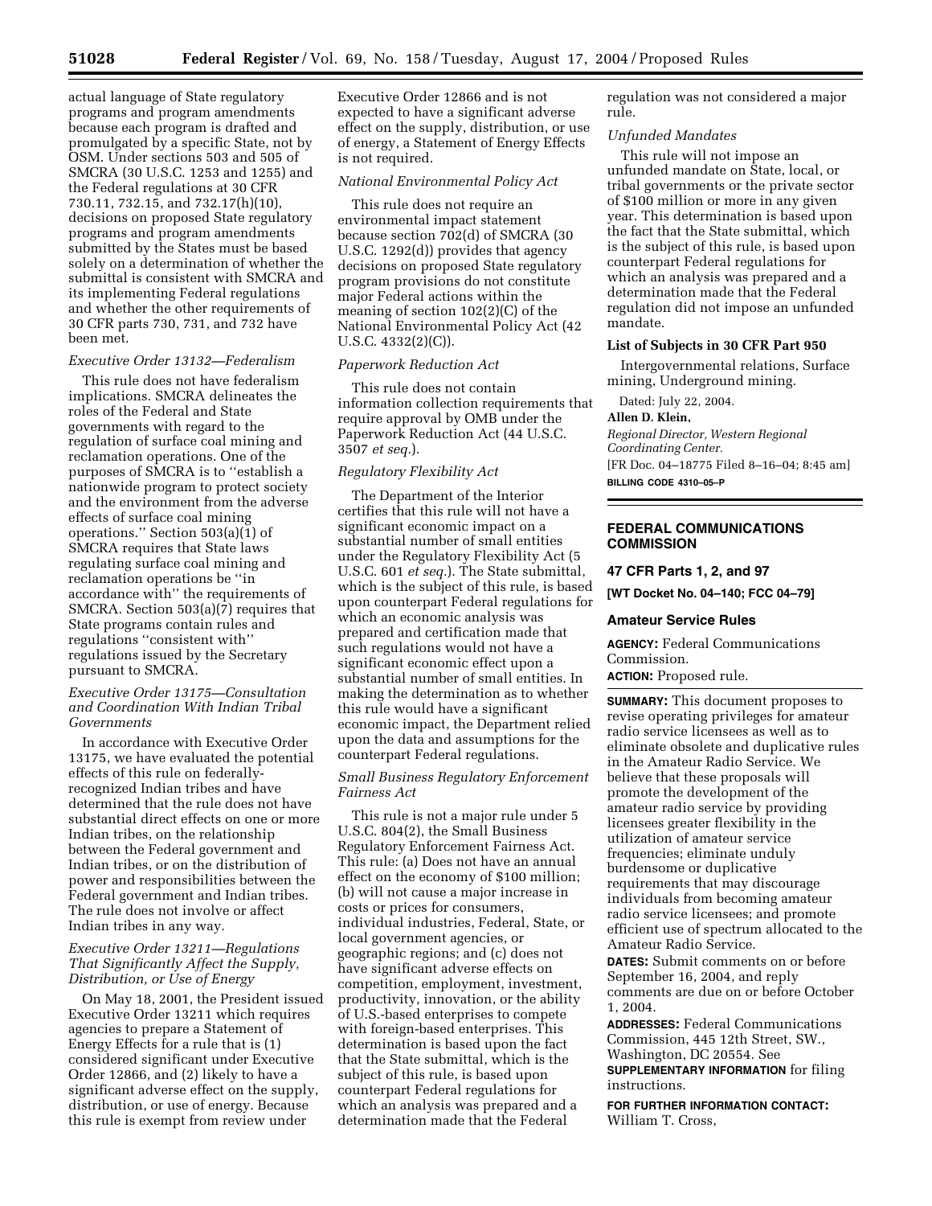actual language of State regulatory programs and program amendments because each program is drafted and promulgated by a specific State, not by OSM. Under sections 503 and 505 of SMCRA (30 U.S.C. 1253 and 1255) and the Federal regulations at 30 CFR 730.11, 732.15, and 732.17(h)(10), decisions on proposed State regulatory programs and program amendments submitted by the States must be based solely on a determination of whether the submittal is consistent with SMCRA and its implementing Federal regulations and whether the other requirements of 30 CFR parts 730, 731, and 732 have been met.

*Executive Order 13132—Federalism*

This rule does not have federalism implications. SMCRA delineates the roles of the Federal and State governments with regard to the regulation of surface coal mining and reclamation operations. One of the purposes of SMCRA is to ''establish a nationwide program to protect society and the environment from the adverse effects of surface coal mining operations.'' Section 503(a)(1) of SMCRA requires that State laws regulating surface coal mining and reclamation operations be ''in accordance with'' the requirements of SMCRA. Section 503(a)(7) requires that State programs contain rules and regulations ''consistent with'' regulations issued by the Secretary pursuant to SMCRA.

*Executive Order 13175—Consultation and Coordination With Indian Tribal Governments*

In accordance with Executive Order 13175, we have evaluated the potential effects of this rule on federally-recognized Indian tribes and have determined that the rule does not have substantial direct effects on one or more Indian tribes, on the relationship between the Federal government and Indian tribes, or on the distribution of power and responsibilities between the Federal government and Indian tribes. The rule does not involve or affect Indian tribes in any way.

*Executive Order 13211—Regulations That Significantly Affect the Supply, Distribution, or Use of Energy*

On May 18, 2001, the President issued Executive Order 13211 which requires agencies to prepare a Statement of Energy Effects for a rule that is (1) considered significant under Executive Order 12866, and (2) likely to have a significant adverse effect on the supply, distribution, or use of energy. Because this rule is exempt from review under Executive Order 12866 and is not expected to have a significant adverse effect on the supply, distribution, or use of energy, a Statement of Energy Effects is not required.

*National Environmental Policy Act*

This rule does not require an environmental impact statement because section 702(d) of SMCRA (30 U.S.C. 1292(d)) provides that agency decisions on proposed State regulatory program provisions do not constitute major Federal actions within the meaning of section 102(2)(C) of the National Environmental Policy Act (42 U.S.C. 4332(2)(C)).

*Paperwork Reduction Act*

This rule does not contain information collection requirements that require approval by OMB under the Paperwork Reduction Act (44 U.S.C. 3507 *et seq.*).

*Regulatory Flexibility Act*

The Department of the Interior certifies that this rule will not have a significant economic impact on a substantial number of small entities under the Regulatory Flexibility Act (5 U.S.C. 601 *et seq.*). The State submittal, which is the subject of this rule, is based upon counterpart Federal regulations for which an economic analysis was prepared and certification made that such regulations would not have a significant economic effect upon a substantial number of small entities. In making the determination as to whether this rule would have a significant economic impact, the Department relied upon the data and assumptions for the counterpart Federal regulations.

*Small Business Regulatory Enforcement Fairness Act*

This rule is not a major rule under 5 U.S.C. 804(2), the Small Business Regulatory Enforcement Fairness Act. This rule: (a) Does not have an annual effect on the economy of $100 million; (b) will not cause a major increase in costs or prices for consumers, individual industries, Federal, State, or local government agencies, or geographic regions; and (c) does not have significant adverse effects on competition, employment, investment, productivity, innovation, or the ability of U.S.-based enterprises to compete with foreign-based enterprises. This determination is based upon the fact that the State submittal, which is the subject of this rule, is based upon counterpart Federal regulations for which an analysis was prepared and a determination made that the Federal regulation was not considered a major rule.

*Unfunded Mandates*

This rule will not impose an unfunded mandate on State, local, or tribal governments or the private sector of $100 million or more in any given year. This determination is based upon the fact that the State submittal, which is the subject of this rule, is based upon counterpart Federal regulations for which an analysis was prepared and a determination made that the Federal regulation did not impose an unfunded mandate.

**List of Subjects in 30 CFR Part 950**

Intergovernmental relations, Surface mining, Underground mining.

Dated: July 22, 2004.

**Allen D. Klein,**

*Regional Director, Western Regional Coordinating Center.*

[FR Doc. 04–18775 Filed 8–16–04; 8:45 am]

**BILLING CODE 4310–05–P**

---

## FEDERAL COMMUNICATIONS COMMISSION

### 47 CFR Parts 1, 2, and 97

**[WT Docket No. 04–140; FCC 04–79]**

### Amateur Service Rules

**AGENCY:** Federal Communications Commission.

**ACTION:** Proposed rule.

**SUMMARY:** This document proposes to revise operating privileges for amateur radio service licensees as well as to eliminate obsolete and duplicative rules in the Amateur Radio Service. We believe that these proposals will promote the development of the amateur radio service by providing licensees greater flexibility in the utilization of amateur service frequencies; eliminate unduly burdensome or duplicative requirements that may discourage individuals from becoming amateur radio service licensees; and promote efficient use of spectrum allocated to the Amateur Radio Service.

**DATES:** Submit comments on or before September 16, 2004, and reply comments are due on or before October 1, 2004.

**ADDRESSES:** Federal Communications Commission, 445 12th Street, SW., Washington, DC 20554. See **SUPPLEMENTARY INFORMATION** for filing instructions.

**FOR FURTHER INFORMATION CONTACT:** William T. Cross,